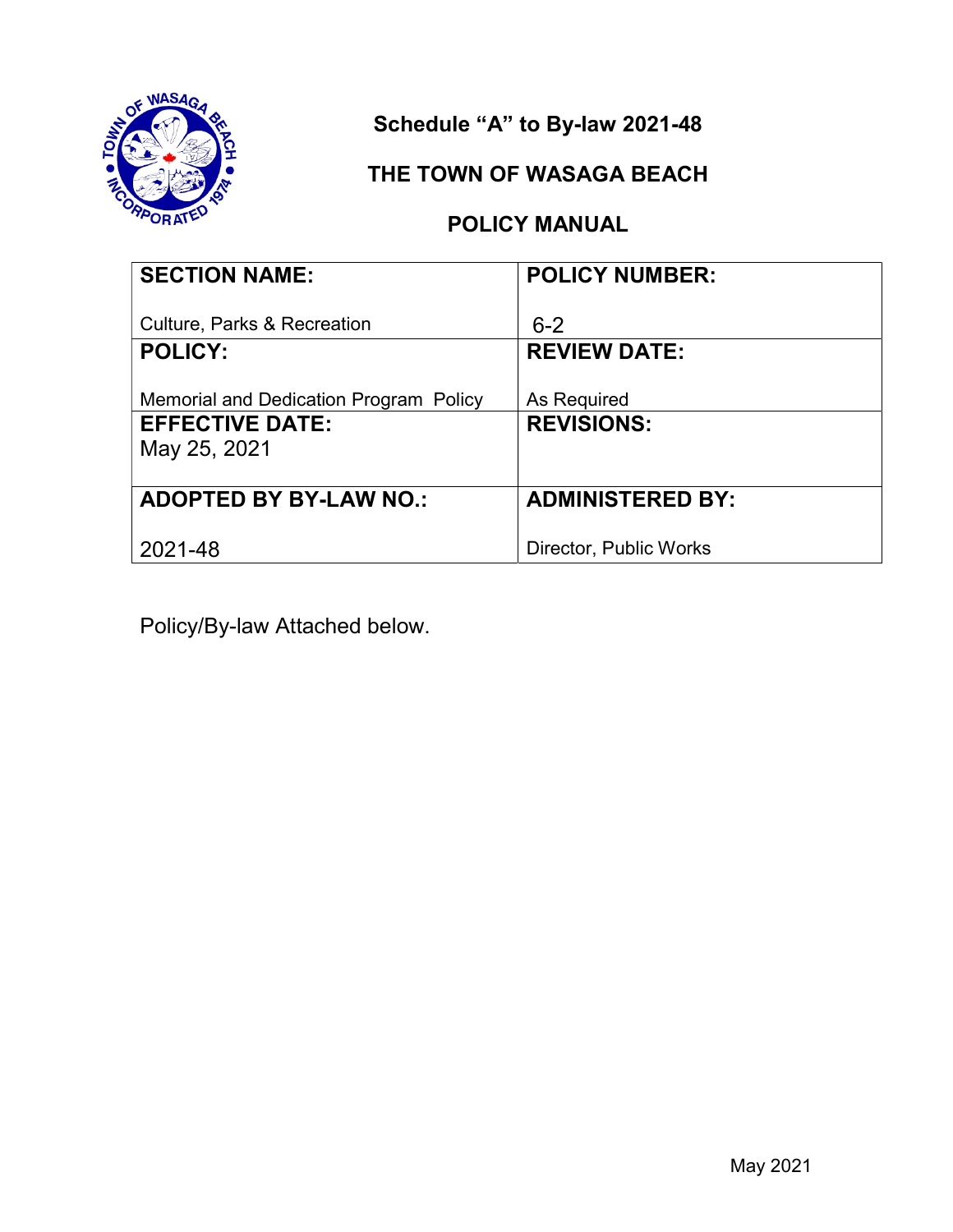# Schedule "A" to By-law 2021-48

## THE TOWN OF WASAGA BEACH

## POLICY MANUAL

| SECTION NAME: | POLICY NUMBER: |
|---|---|
| Culture, Parks & Recreation | 6-2 |
| **POLICY:** | **REVIEW DATE:** |
| Memorial and Dedication Program Policy | As Required |
| **EFFECTIVE DATE:** | **REVISIONS:** |
| May 25, 2021 | |
| **ADOPTED BY BY-LAW NO.:** | **ADMINISTERED BY:** |
| 2021-48 | Director, Public Works |

Policy/By-law Attached below.

May 2021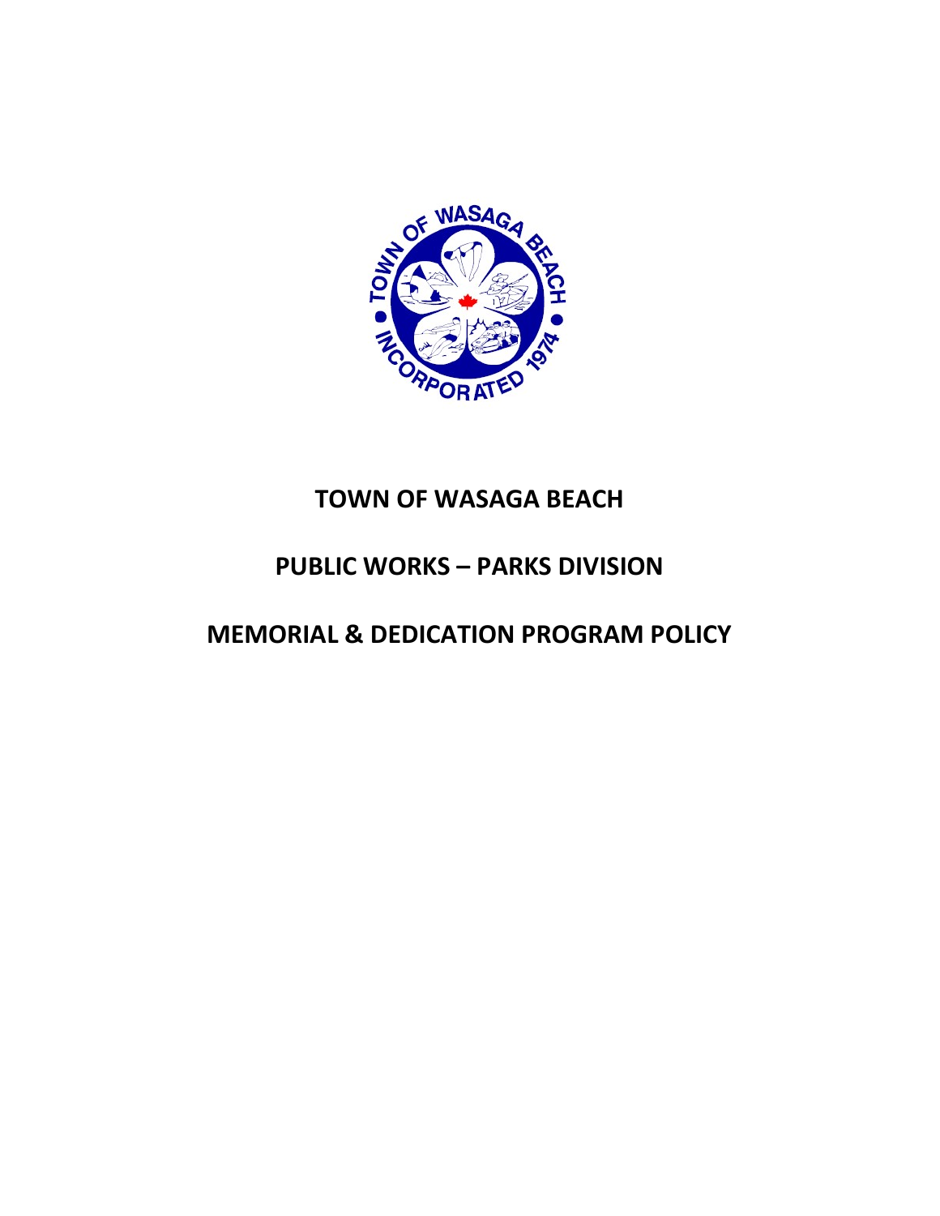# TOWN OF WASAGA BEACH

## PUBLIC WORKS – PARKS DIVISION

## MEMORIAL & DEDICATION PROGRAM POLICY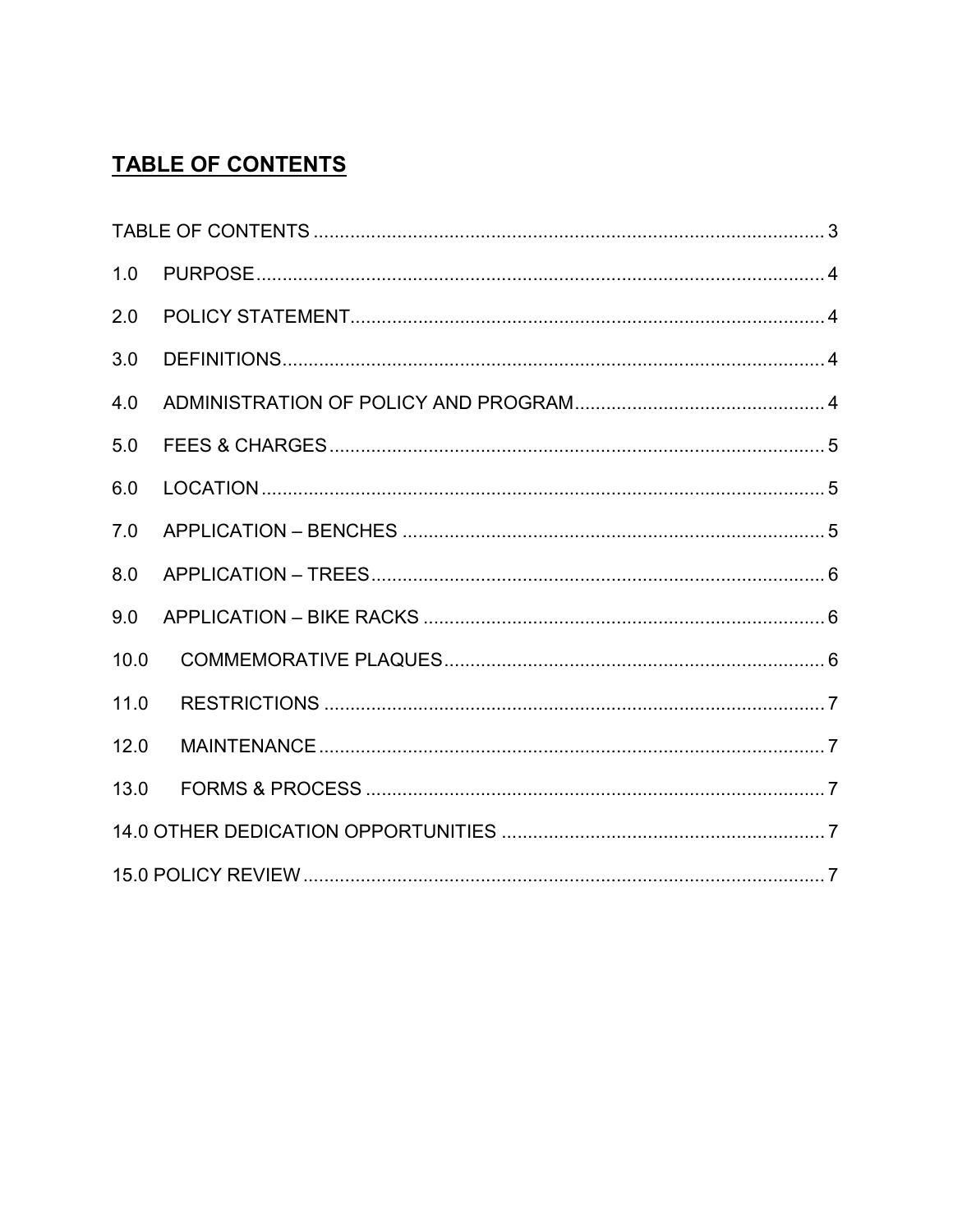# **TABLE OF CONTENTS**

TABLE OF CONTENTS ..................................................................................................... 3

1.0 PURPOSE ................................................................................................................ 4

2.0 POLICY STATEMENT .............................................................................................. 4

3.0 DEFINITIONS ........................................................................................................... 4

4.0 ADMINISTRATION OF POLICY AND PROGRAM ................................................... 4

5.0 FEES & CHARGES .................................................................................................. 5

6.0 LOCATION ............................................................................................................... 5

7.0 APPLICATION – BENCHES .................................................................................... 5

8.0 APPLICATION – TREES .......................................................................................... 6

9.0 APPLICATION – BIKE RACKS ................................................................................ 6

10.0 COMMEMORATIVE PLAQUES ............................................................................ 6

11.0 RESTRICTIONS .................................................................................................... 7

12.0 MAINTENANCE ..................................................................................................... 7

13.0 FORMS & PROCESS ............................................................................................ 7

14.0 OTHER DEDICATION OPPORTUNITIES ................................................................. 7

15.0 POLICY REVIEW ....................................................................................................... 7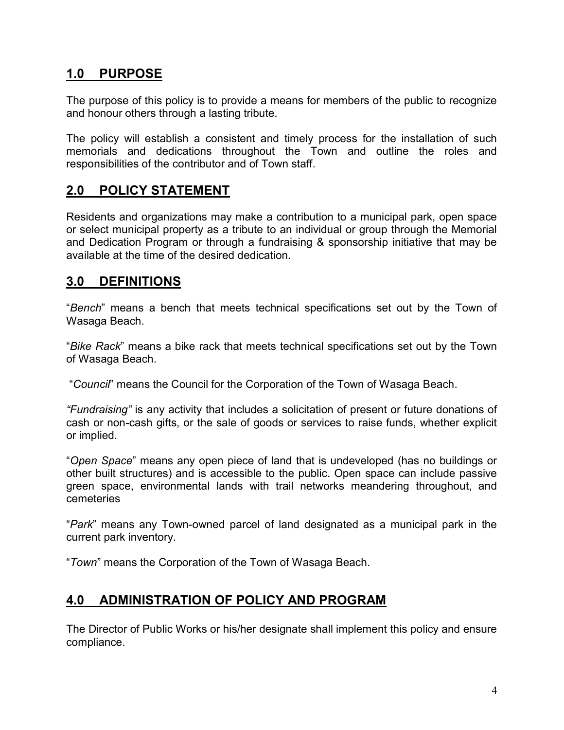## 1.0 PURPOSE

The purpose of this policy is to provide a means for members of the public to recognize and honour others through a lasting tribute.

The policy will establish a consistent and timely process for the installation of such memorials and dedications throughout the Town and outline the roles and responsibilities of the contributor and of Town staff.

## 2.0 POLICY STATEMENT

Residents and organizations may make a contribution to a municipal park, open space or select municipal property as a tribute to an individual or group through the Memorial and Dedication Program or through a fundraising & sponsorship initiative that may be available at the time of the desired dedication.

## 3.0 DEFINITIONS

"*Bench*" means a bench that meets technical specifications set out by the Town of Wasaga Beach.

"*Bike Rack*" means a bike rack that meets technical specifications set out by the Town of Wasaga Beach.

"*Council*" means the Council for the Corporation of the Town of Wasaga Beach.

*"Fundraising"* is any activity that includes a solicitation of present or future donations of cash or non-cash gifts, or the sale of goods or services to raise funds, whether explicit or implied.

"*Open Space*" means any open piece of land that is undeveloped (has no buildings or other built structures) and is accessible to the public. Open space can include passive green space, environmental lands with trail networks meandering throughout, and cemeteries

"*Park*" means any Town-owned parcel of land designated as a municipal park in the current park inventory.

"*Town*" means the Corporation of the Town of Wasaga Beach.

## 4.0 ADMINISTRATION OF POLICY AND PROGRAM

The Director of Public Works or his/her designate shall implement this policy and ensure compliance.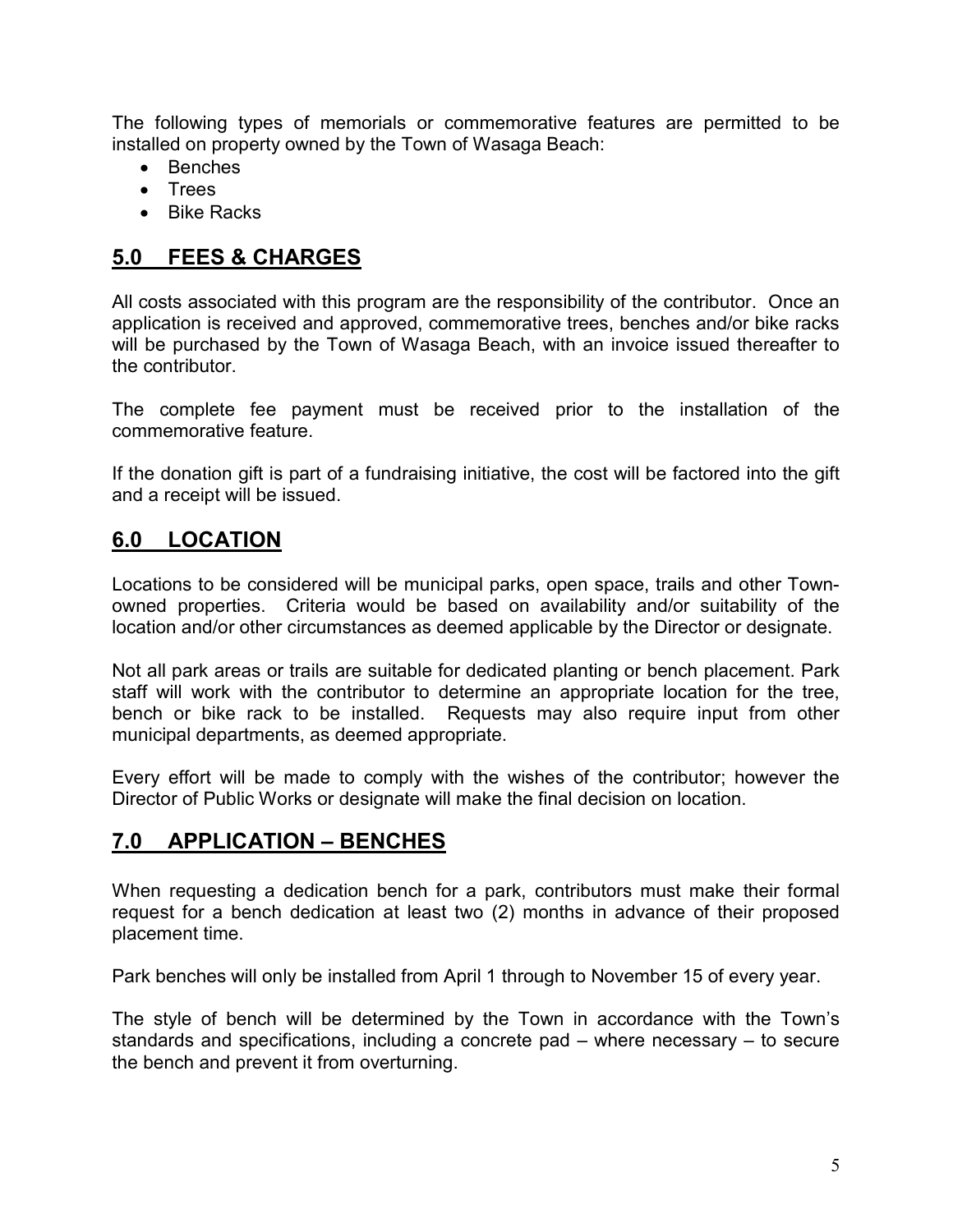The following types of memorials or commemorative features are permitted to be installed on property owned by the Town of Wasaga Beach:

- Benches
- Trees
- Bike Racks

## 5.0 FEES & CHARGES

All costs associated with this program are the responsibility of the contributor. Once an application is received and approved, commemorative trees, benches and/or bike racks will be purchased by the Town of Wasaga Beach, with an invoice issued thereafter to the contributor.

The complete fee payment must be received prior to the installation of the commemorative feature.

If the donation gift is part of a fundraising initiative, the cost will be factored into the gift and a receipt will be issued.

## 6.0 LOCATION

Locations to be considered will be municipal parks, open space, trails and other Town-owned properties. Criteria would be based on availability and/or suitability of the location and/or other circumstances as deemed applicable by the Director or designate.

Not all park areas or trails are suitable for dedicated planting or bench placement. Park staff will work with the contributor to determine an appropriate location for the tree, bench or bike rack to be installed. Requests may also require input from other municipal departments, as deemed appropriate.

Every effort will be made to comply with the wishes of the contributor; however the Director of Public Works or designate will make the final decision on location.

## 7.0 APPLICATION – BENCHES

When requesting a dedication bench for a park, contributors must make their formal request for a bench dedication at least two (2) months in advance of their proposed placement time.

Park benches will only be installed from April 1 through to November 15 of every year.

The style of bench will be determined by the Town in accordance with the Town's standards and specifications, including a concrete pad – where necessary – to secure the bench and prevent it from overturning.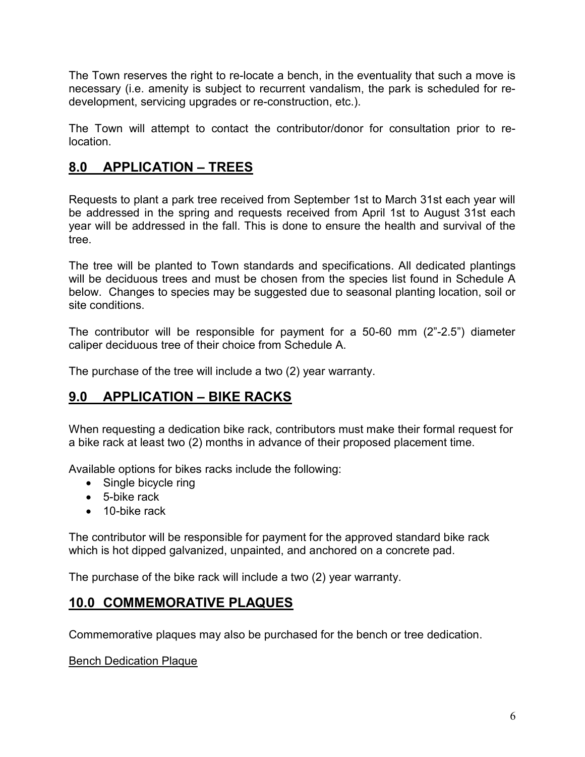The Town reserves the right to re-locate a bench, in the eventuality that such a move is necessary (i.e. amenity is subject to recurrent vandalism, the park is scheduled for re-development, servicing upgrades or re-construction, etc.).

The Town will attempt to contact the contributor/donor for consultation prior to re-location.

## 8.0 APPLICATION – TREES

Requests to plant a park tree received from September 1st to March 31st each year will be addressed in the spring and requests received from April 1st to August 31st each year will be addressed in the fall. This is done to ensure the health and survival of the tree.

The tree will be planted to Town standards and specifications. All dedicated plantings will be deciduous trees and must be chosen from the species list found in Schedule A below. Changes to species may be suggested due to seasonal planting location, soil or site conditions.

The contributor will be responsible for payment for a 50-60 mm (2"-2.5") diameter caliper deciduous tree of their choice from Schedule A.

The purchase of the tree will include a two (2) year warranty.

## 9.0 APPLICATION – BIKE RACKS

When requesting a dedication bike rack, contributors must make their formal request for a bike rack at least two (2) months in advance of their proposed placement time.

Available options for bikes racks include the following:

- Single bicycle ring
- 5-bike rack
- 10-bike rack

The contributor will be responsible for payment for the approved standard bike rack which is hot dipped galvanized, unpainted, and anchored on a concrete pad.

The purchase of the bike rack will include a two (2) year warranty.

## 10.0 COMMEMORATIVE PLAQUES

Commemorative plaques may also be purchased for the bench or tree dedication.

<u>Bench Dedication Plaque</u>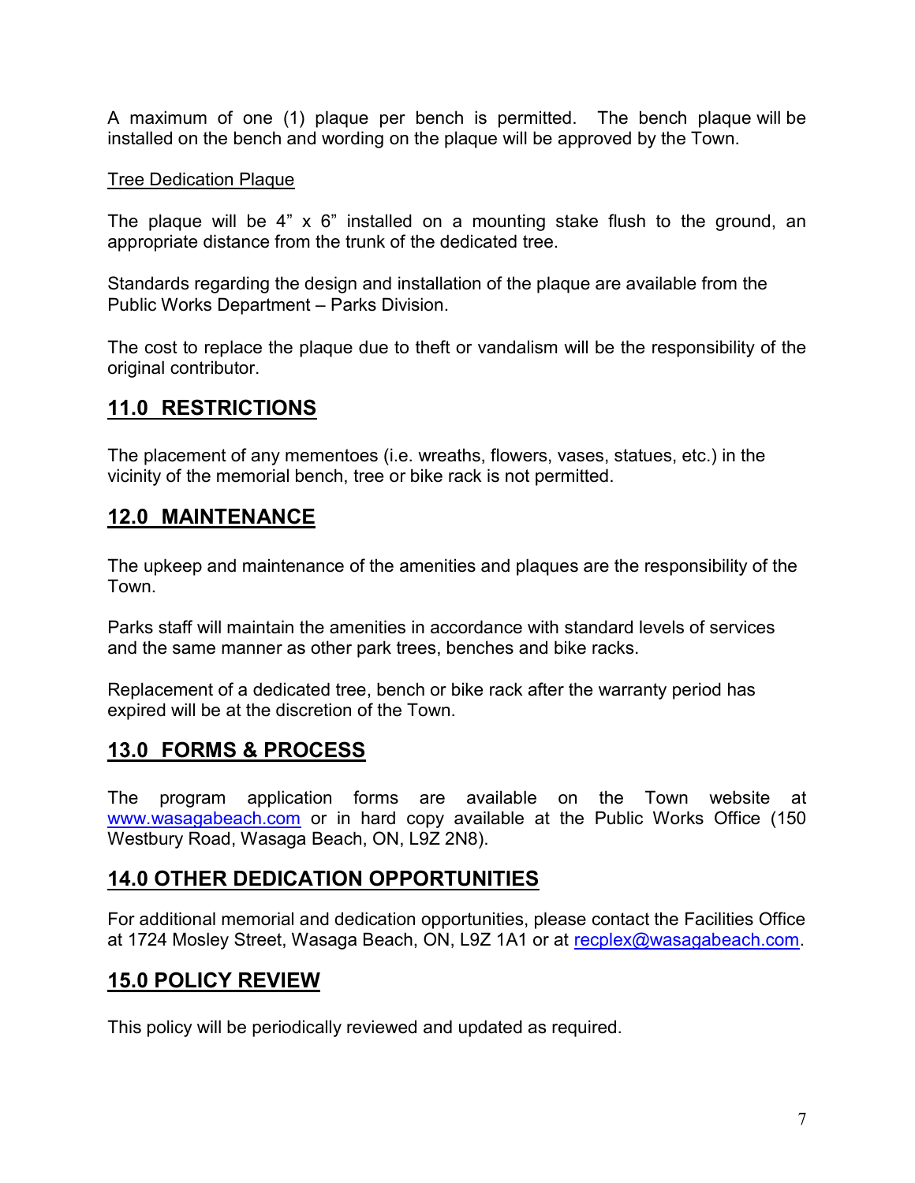A maximum of one (1) plaque per bench is permitted. The bench plaque will be installed on the bench and wording on the plaque will be approved by the Town.

Tree Dedication Plaque

The plaque will be 4" x 6" installed on a mounting stake flush to the ground, an appropriate distance from the trunk of the dedicated tree.

Standards regarding the design and installation of the plaque are available from the Public Works Department – Parks Division.

The cost to replace the plaque due to theft or vandalism will be the responsibility of the original contributor.

## 11.0 RESTRICTIONS

The placement of any mementoes (i.e. wreaths, flowers, vases, statues, etc.) in the vicinity of the memorial bench, tree or bike rack is not permitted.

## 12.0 MAINTENANCE

The upkeep and maintenance of the amenities and plaques are the responsibility of the Town.

Parks staff will maintain the amenities in accordance with standard levels of services and the same manner as other park trees, benches and bike racks.

Replacement of a dedicated tree, bench or bike rack after the warranty period has expired will be at the discretion of the Town.

## 13.0 FORMS & PROCESS

The program application forms are available on the Town website at www.wasagabeach.com or in hard copy available at the Public Works Office (150 Westbury Road, Wasaga Beach, ON, L9Z 2N8).

## 14.0 OTHER DEDICATION OPPORTUNITIES

For additional memorial and dedication opportunities, please contact the Facilities Office at 1724 Mosley Street, Wasaga Beach, ON, L9Z 1A1 or at recplex@wasagabeach.com.

## 15.0 POLICY REVIEW

This policy will be periodically reviewed and updated as required.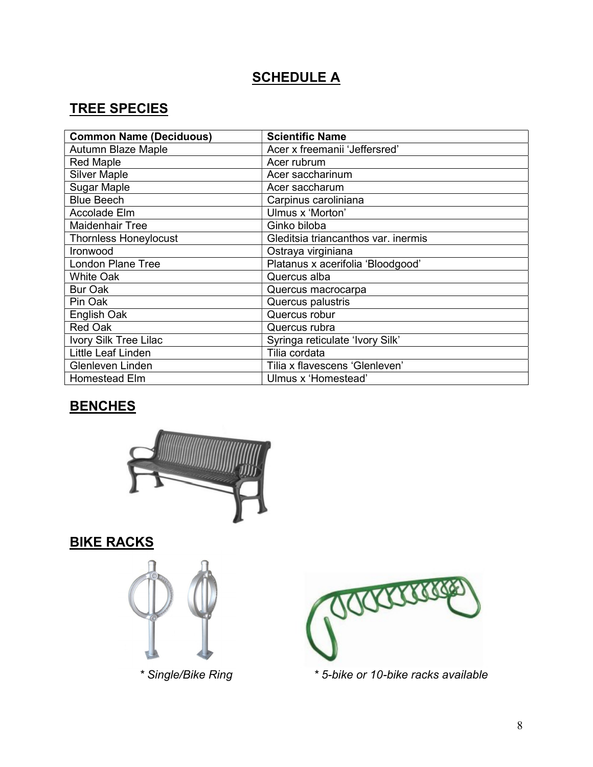# SCHEDULE A

## TREE SPECIES

| Common Name (Deciduous) | Scientific Name |
|---|---|
| Autumn Blaze Maple | Acer x freemanii ‘Jeffersred’ |
| Red Maple | Acer rubrum |
| Silver Maple | Acer saccharinum |
| Sugar Maple | Acer saccharum |
| Blue Beech | Carpinus caroliniana |
| Accolade Elm | Ulmus x ‘Morton’ |
| Maidenhair Tree | Ginko biloba |
| Thornless Honeylocust | Gleditsia triancanthos var. inermis |
| Ironwood | Ostraya virginiana |
| London Plane Tree | Platanus x acerifolia ‘Bloodgood’ |
| White Oak | Quercus alba |
| Bur Oak | Quercus macrocarpa |
| Pin Oak | Quercus palustris |
| English Oak | Quercus robur |
| Red Oak | Quercus rubra |
| Ivory Silk Tree Lilac | Syringa reticulate ‘Ivory Silk’ |
| Little Leaf Linden | Tilia cordata |
| Glenleven Linden | Tilia x flavescens ‘Glenleven’ |
| Homestead Elm | Ulmus x ‘Homestead’ |

## BENCHES

## BIKE RACKS

*\* Single/Bike Ring*

*\* 5-bike or 10-bike racks available*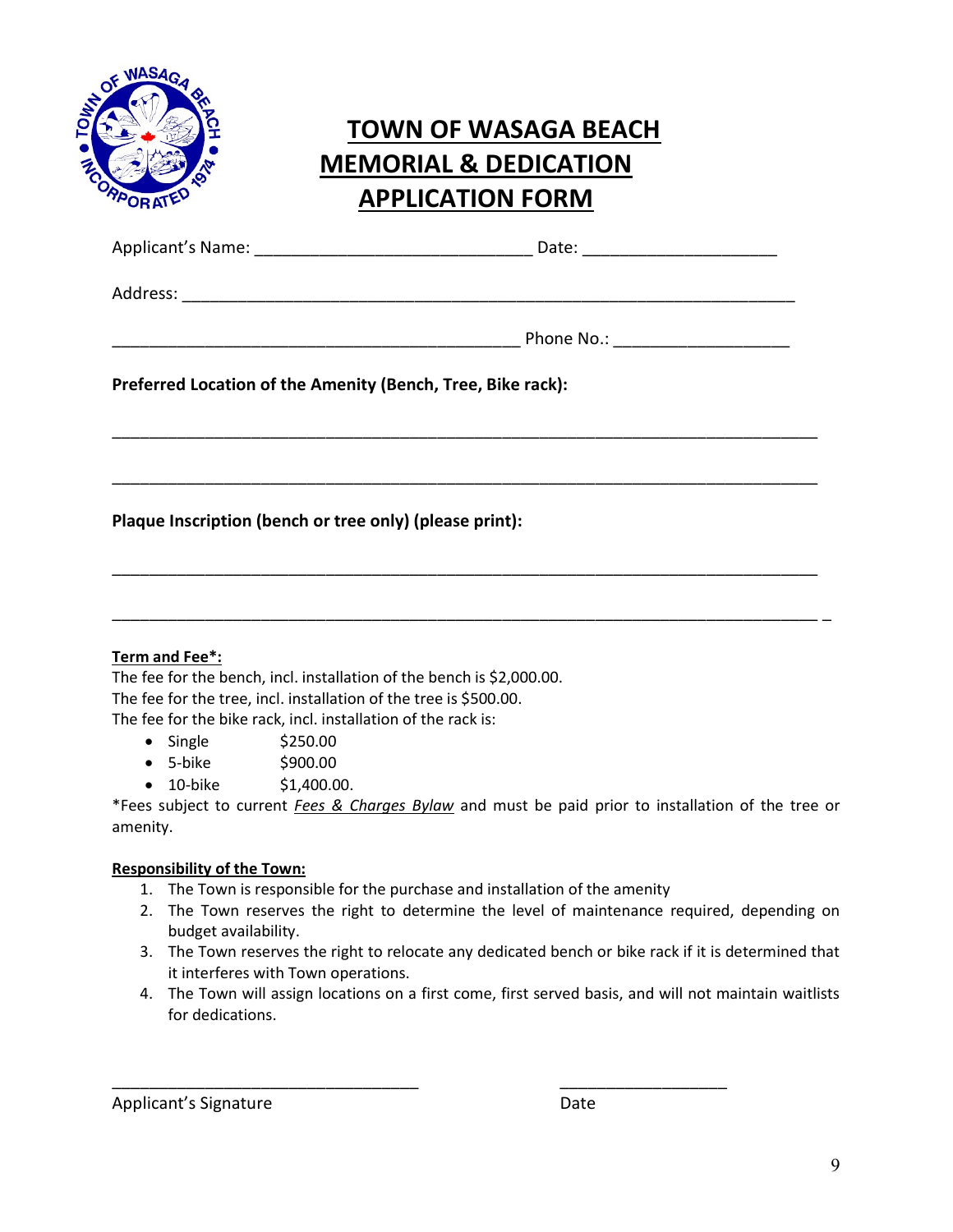# TOWN OF WASAGA BEACH MEMORIAL & DEDICATION APPLICATION FORM

Applicant's Name: ______________________________ Date: _____________________

Address: ___________________________________________________________________

____________________________________________ Phone No.: ___________________

**Preferred Location of the Amenity (Bench, Tree, Bike rack):**

____________________________________________________________________________

____________________________________________________________________________

**Plaque Inscription (bench or tree only) (please print):**

____________________________________________________________________________

____________________________________________________________________________

**Term and Fee*:**

The fee for the bench, incl. installation of the bench is $2,000.00.
The fee for the tree, incl. installation of the tree is $500.00.
The fee for the bike rack, incl. installation of the rack is:

- Single $250.00
- 5-bike $900.00
- 10-bike $1,400.00.

*Fees subject to current *Fees & Charges Bylaw* and must be paid prior to installation of the tree or amenity.

**Responsibility of the Town:**

1. The Town is responsible for the purchase and installation of the amenity
2. The Town reserves the right to determine the level of maintenance required, depending on budget availability.
3. The Town reserves the right to relocate any dedicated bench or bike rack if it is determined that it interferes with Town operations.
4. The Town will assign locations on a first come, first served basis, and will not maintain waitlists for dedications.

_________________________________ __________________

Applicant's Signature Date